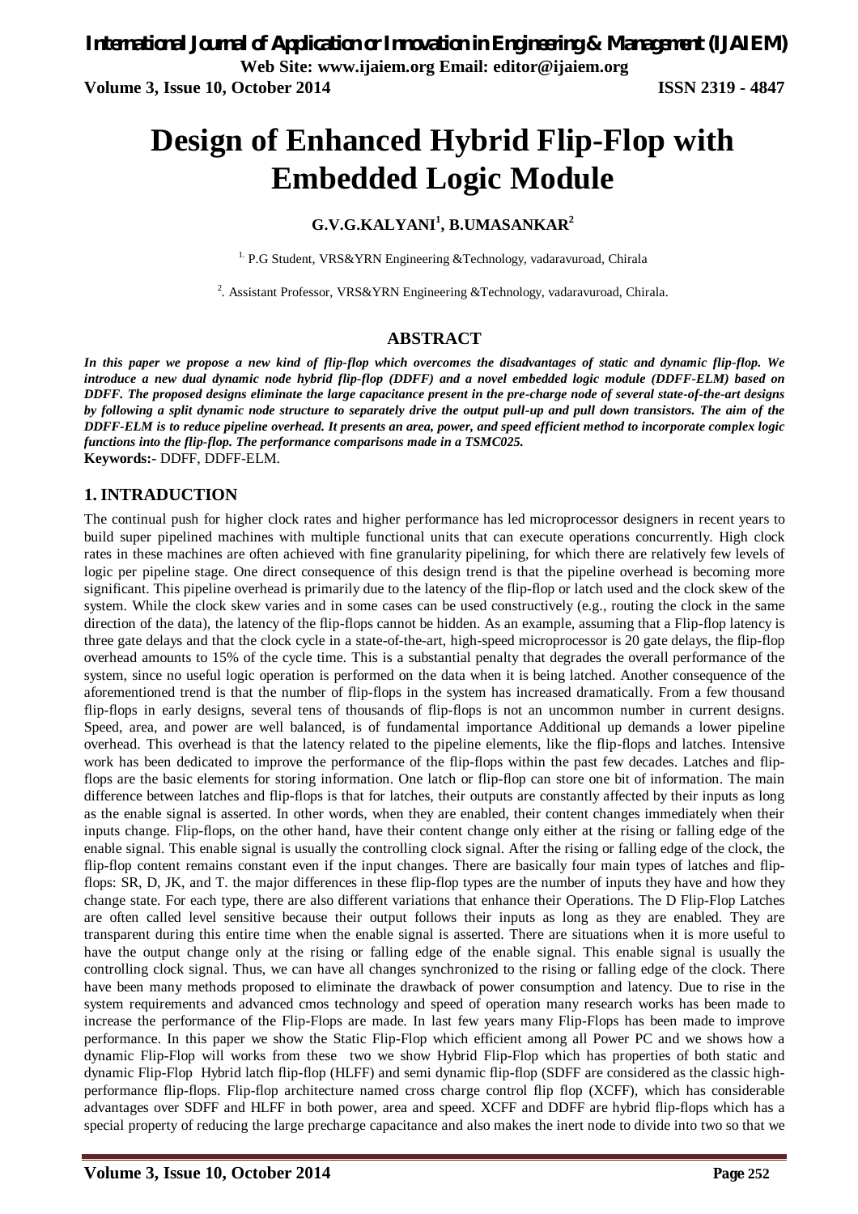# Design of Enhanced Hybrid Flip-Flop with Embedded Logic Module

**G.V.G.KALYANI[1], B.UMASANKAR[2]**

[1.] P.G Student, VRS&YRN Engineering &Technology, vadaravuroad, Chirala

[2]. Assistant Professor, VRS&YRN Engineering &Technology, vadaravuroad, Chirala.

## ABSTRACT

***In this paper we propose a new kind of flip-flop which overcomes the disadvantages of static and dynamic flip-flop. We introduce a new dual dynamic node hybrid flip-flop (DDFF) and a novel embedded logic module (DDFF-ELM) based on DDFF. The proposed designs eliminate the large capacitance present in the pre-charge node of several state-of-the-art designs by following a split dynamic node structure to separately drive the output pull-up and pull down transistors. The aim of the DDFF-ELM is to reduce pipeline overhead. It presents an area, power, and speed efficient method to incorporate complex logic functions into the flip-flop. The performance comparisons made in a TSMC025.***

**Keywords:-** DDFF, DDFF-ELM.

## 1. INTRADUCTION

The continual push for higher clock rates and higher performance has led microprocessor designers in recent years to build super pipelined machines with multiple functional units that can execute operations concurrently. High clock rates in these machines are often achieved with fine granularity pipelining, for which there are relatively few levels of logic per pipeline stage. One direct consequence of this design trend is that the pipeline overhead is becoming more significant. This pipeline overhead is primarily due to the latency of the flip-flop or latch used and the clock skew of the system. While the clock skew varies and in some cases can be used constructively (e.g., routing the clock in the same direction of the data), the latency of the flip-flops cannot be hidden. As an example, assuming that a Flip-flop latency is three gate delays and that the clock cycle in a state-of-the-art, high-speed microprocessor is 20 gate delays, the flip-flop overhead amounts to 15% of the cycle time. This is a substantial penalty that degrades the overall performance of the system, since no useful logic operation is performed on the data when it is being latched. Another consequence of the aforementioned trend is that the number of flip-flops in the system has increased dramatically. From a few thousand flip-flops in early designs, several tens of thousands of flip-flops is not an uncommon number in current designs. Speed, area, and power are well balanced, is of fundamental importance Additional up demands a lower pipeline overhead. This overhead is that the latency related to the pipeline elements, like the flip-flops and latches. Intensive work has been dedicated to improve the performance of the flip-flops within the past few decades. Latches and flip-flops are the basic elements for storing information. One latch or flip-flop can store one bit of information. The main difference between latches and flip-flops is that for latches, their outputs are constantly affected by their inputs as long as the enable signal is asserted. In other words, when they are enabled, their content changes immediately when their inputs change. Flip-flops, on the other hand, have their content change only either at the rising or falling edge of the enable signal. This enable signal is usually the controlling clock signal. After the rising or falling edge of the clock, the flip-flop content remains constant even if the input changes. There are basically four main types of latches and flip-flops: SR, D, JK, and T. the major differences in these flip-flop types are the number of inputs they have and how they change state. For each type, there are also different variations that enhance their Operations. The D Flip-Flop Latches are often called level sensitive because their output follows their inputs as long as they are enabled. They are transparent during this entire time when the enable signal is asserted. There are situations when it is more useful to have the output change only at the rising or falling edge of the enable signal. This enable signal is usually the controlling clock signal. Thus, we can have all changes synchronized to the rising or falling edge of the clock. There have been many methods proposed to eliminate the drawback of power consumption and latency. Due to rise in the system requirements and advanced cmos technology and speed of operation many research works has been made to increase the performance of the Flip-Flops are made. In last few years many Flip-Flops has been made to improve performance. In this paper we show the Static Flip-Flop which efficient among all Power PC and we shows how a dynamic Flip-Flop will works from these two we show Hybrid Flip-Flop which has properties of both static and dynamic Flip-Flop Hybrid latch flip-flop (HLFF) and semi dynamic flip-flop (SDFF are considered as the classic high-performance flip-flops. Flip-flop architecture named cross charge control flip flop (XCFF), which has considerable advantages over SDFF and HLFF in both power, area and speed. XCFF and DDFF are hybrid flip-flops which has a special property of reducing the large precharge capacitance and also makes the inert node to divide into two so that we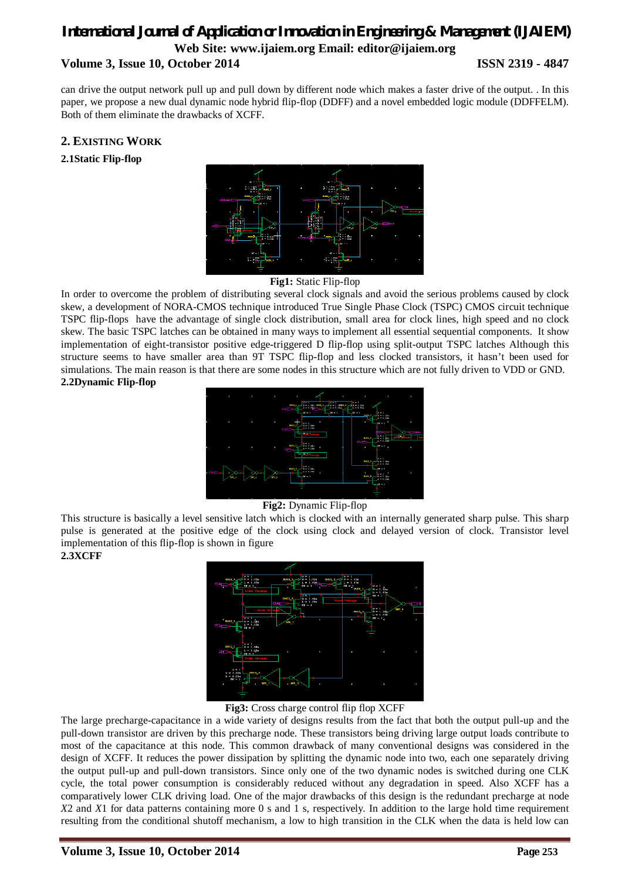can drive the output network pull up and pull down by different node which makes a faster drive of the output. . In this paper, we propose a new dual dynamic node hybrid flip-flop (DDFF) and a novel embedded logic module (DDFFELM). Both of them eliminate the drawbacks of XCFF.

## 2. EXISTING WORK

### 2.1Static Flip-flop

**Fig1:** Static Flip-flop

In order to overcome the problem of distributing several clock signals and avoid the serious problems caused by clock skew, a development of NORA-CMOS technique introduced True Single Phase Clock (TSPC) CMOS circuit technique TSPC flip-flops have the advantage of single clock distribution, small area for clock lines, high speed and no clock skew. The basic TSPC latches can be obtained in many ways to implement all essential sequential components. It show implementation of eight-transistor positive edge-triggered D flip-flop using split-output TSPC latches Although this structure seems to have smaller area than 9T TSPC flip-flop and less clocked transistors, it hasn't been used for simulations. The main reason is that there are some nodes in this structure which are not fully driven to VDD or GND.

### 2.2Dynamic Flip-flop

**Fig2:** Dynamic Flip-flop

This structure is basically a level sensitive latch which is clocked with an internally generated sharp pulse. This sharp pulse is generated at the positive edge of the clock using clock and delayed version of clock. Transistor level implementation of this flip-flop is shown in figure

### 2.3XCFF

**Fig3:** Cross charge control flip flop XCFF

The large precharge-capacitance in a wide variety of designs results from the fact that both the output pull-up and the pull-down transistor are driven by this precharge node. These transistors being driving large output loads contribute to most of the capacitance at this node. This common drawback of many conventional designs was considered in the design of XCFF. It reduces the power dissipation by splitting the dynamic node into two, each one separately driving the output pull-up and pull-down transistors. Since only one of the two dynamic nodes is switched during one CLK cycle, the total power consumption is considerably reduced without any degradation in speed. Also XCFF has a comparatively lower CLK driving load. One of the major drawbacks of this design is the redundant precharge at node $X2$ and $X1$ for data patterns containing more 0 s and 1 s, respectively. In addition to the large hold time requirement resulting from the conditional shutoff mechanism, a low to high transition in the CLK when the data is held low can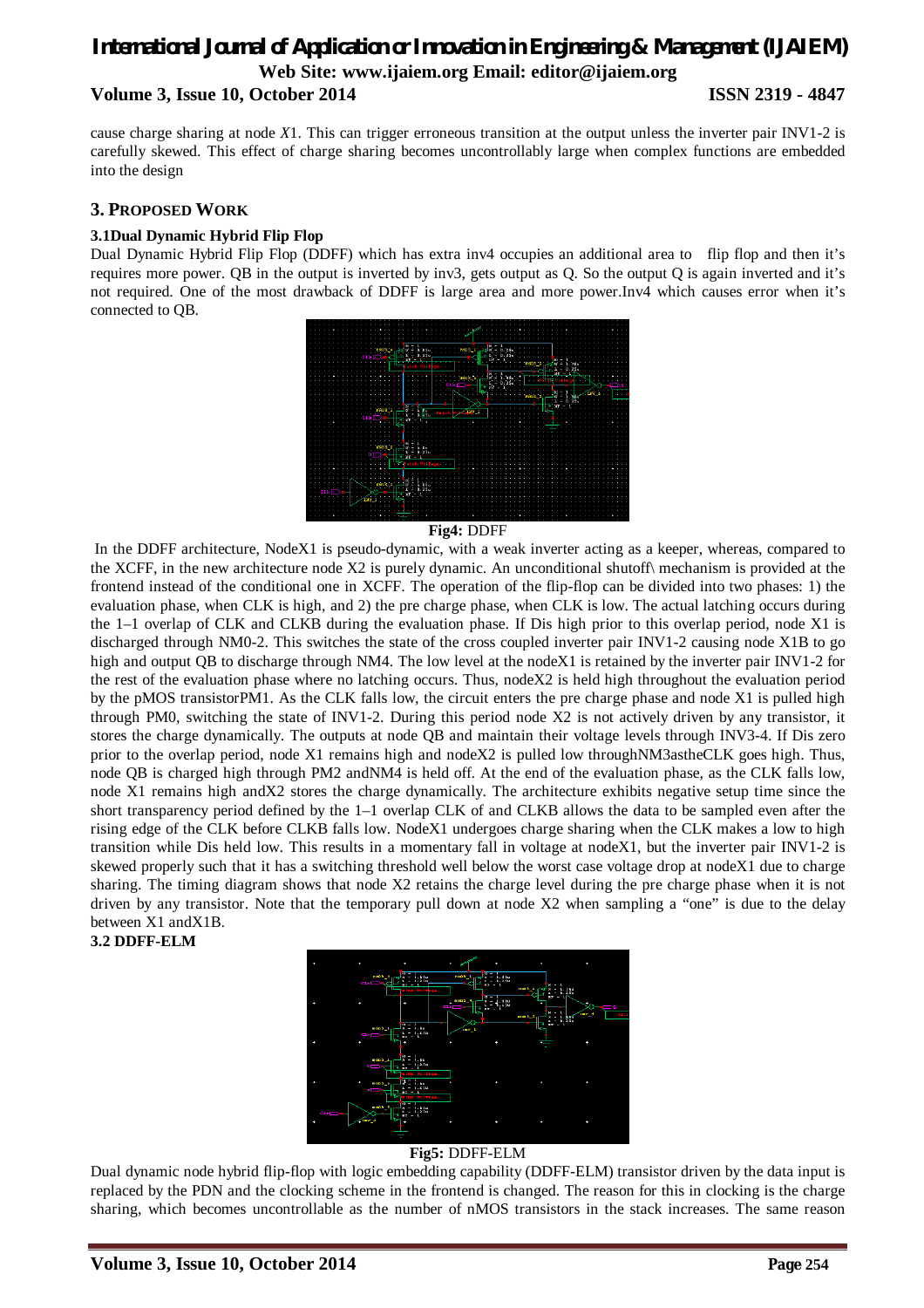cause charge sharing at node *X*1. This can trigger erroneous transition at the output unless the inverter pair INV1-2 is carefully skewed. This effect of charge sharing becomes uncontrollably large when complex functions are embedded into the design

## 3. PROPOSED WORK

### 3.1Dual Dynamic Hybrid Flip Flop

Dual Dynamic Hybrid Flip Flop (DDFF) which has extra inv4 occupies an additional area to flip flop and then it's requires more power. QB in the output is inverted by inv3, gets output as Q. So the output Q is again inverted and it's not required. One of the most drawback of DDFF is large area and more power.Inv4 which causes error when it's connected to QB.

**Fig4:** DDFF

In the DDFF architecture, NodeX1 is pseudo-dynamic, with a weak inverter acting as a keeper, whereas, compared to the XCFF, in the new architecture node X2 is purely dynamic. An unconditional shutoff\ mechanism is provided at the frontend instead of the conditional one in XCFF. The operation of the flip-flop can be divided into two phases: 1) the evaluation phase, when CLK is high, and 2) the pre charge phase, when CLK is low. The actual latching occurs during the 1–1 overlap of CLK and CLKB during the evaluation phase. If Dis high prior to this overlap period, node X1 is discharged through NM0-2. This switches the state of the cross coupled inverter pair INV1-2 causing node X1B to go high and output QB to discharge through NM4. The low level at the nodeX1 is retained by the inverter pair INV1-2 for the rest of the evaluation phase where no latching occurs. Thus, nodeX2 is held high throughout the evaluation period by the pMOS transistorPM1. As the CLK falls low, the circuit enters the pre charge phase and node X1 is pulled high through PM0, switching the state of INV1-2. During this period node X2 is not actively driven by any transistor, it stores the charge dynamically. The outputs at node QB and maintain their voltage levels through INV3-4. If Dis zero prior to the overlap period, node X1 remains high and nodeX2 is pulled low throughNM3astheCLK goes high. Thus, node QB is charged high through PM2 andNM4 is held off. At the end of the evaluation phase, as the CLK falls low, node X1 remains high andX2 stores the charge dynamically. The architecture exhibits negative setup time since the short transparency period defined by the 1–1 overlap CLK of and CLKB allows the data to be sampled even after the rising edge of the CLK before CLKB falls low. NodeX1 undergoes charge sharing when the CLK makes a low to high transition while Dis held low. This results in a momentary fall in voltage at nodeX1, but the inverter pair INV1-2 is skewed properly such that it has a switching threshold well below the worst case voltage drop at nodeX1 due to charge sharing. The timing diagram shows that node X2 retains the charge level during the pre charge phase when it is not driven by any transistor. Note that the temporary pull down at node X2 when sampling a "one" is due to the delay between X1 andX1B.

### 3.2 DDFF-ELM

**Fig5:** DDFF-ELM

Dual dynamic node hybrid flip-flop with logic embedding capability (DDFF-ELM) transistor driven by the data input is replaced by the PDN and the clocking scheme in the frontend is changed. The reason for this in clocking is the charge sharing, which becomes uncontrollable as the number of nMOS transistors in the stack increases. The same reason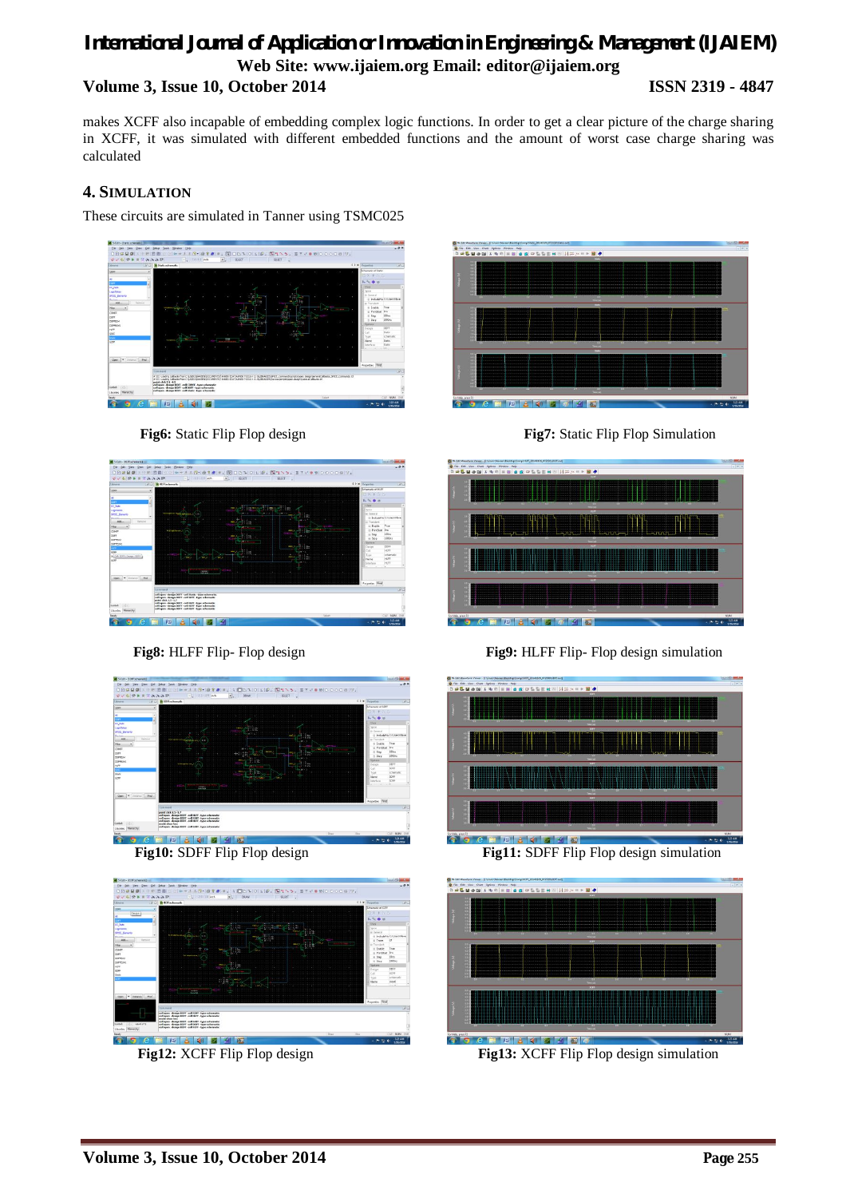makes XCFF also incapable of embedding complex logic functions. In order to get a clear picture of the charge sharing in XCFF, it was simulated with different embedded functions and the amount of worst case charge sharing was calculated

## 4. SIMULATION

These circuits are simulated in Tanner using TSMC025

**Fig6:** Static Flip Flop design

**Fig7:** Static Flip Flop Simulation

**Fig8:** HLFF Flip- Flop design

**Fig9:** HLFF Flip- Flop design simulation

**Fig10:** SDFF Flip Flop design

**Fig11:** SDFF Flip Flop design simulation

**Fig12:** XCFF Flip Flop design

**Fig13:** XCFF Flip Flop design simulation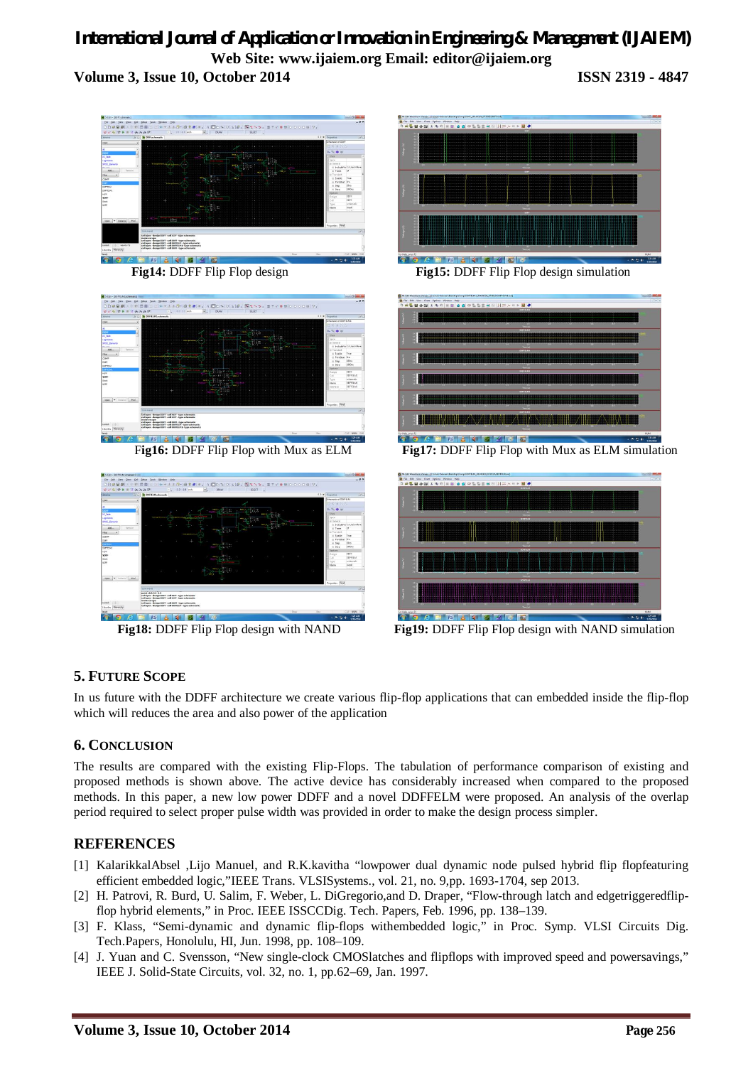Fig14: DDFF Flip Flop design

Fig15: DDFF Flip Flop design simulation

Fig16: DDFF Flip Flop with Mux as ELM

Fig17: DDFF Flip Flop with Mux as ELM simulation

Fig18: DDFF Flip Flop design with NAND

Fig19: DDFF Flip Flop design with NAND simulation

## 5. FUTURE SCOPE

In us future with the DDFF architecture we create various flip-flop applications that can embedded inside the flip-flop which will reduces the area and also power of the application

## 6. CONCLUSION

The results are compared with the existing Flip-Flops. The tabulation of performance comparison of existing and proposed methods is shown above. The active device has considerably increased when compared to the proposed methods. In this paper, a new low power DDFF and a novel DDFFELM were proposed. An analysis of the overlap period required to select proper pulse width was provided in order to make the design process simpler.

## REFERENCES

[1] KalarikkalAbsel ,Lijo Manuel, and R.K.kavitha "lowpower dual dynamic node pulsed hybrid flip flopfeaturing efficient embedded logic,"IEEE Trans. VLSISystems., vol. 21, no. 9,pp. 1693-1704, sep 2013.

[2] H. Patrovi, R. Burd, U. Salim, F. Weber, L. DiGregorio,and D. Draper, "Flow-through latch and edgetriggeredflip-flop hybrid elements," in Proc. IEEE ISSCCDig. Tech. Papers, Feb. 1996, pp. 138–139.

[3] F. Klass, "Semi-dynamic and dynamic flip-flops withembedded logic," in Proc. Symp. VLSI Circuits Dig. Tech.Papers, Honolulu, HI, Jun. 1998, pp. 108–109.

[4] J. Yuan and C. Svensson, "New single-clock CMOSlatches and flipflops with improved speed and powersavings," IEEE J. Solid-State Circuits, vol. 32, no. 1, pp.62–69, Jan. 1997.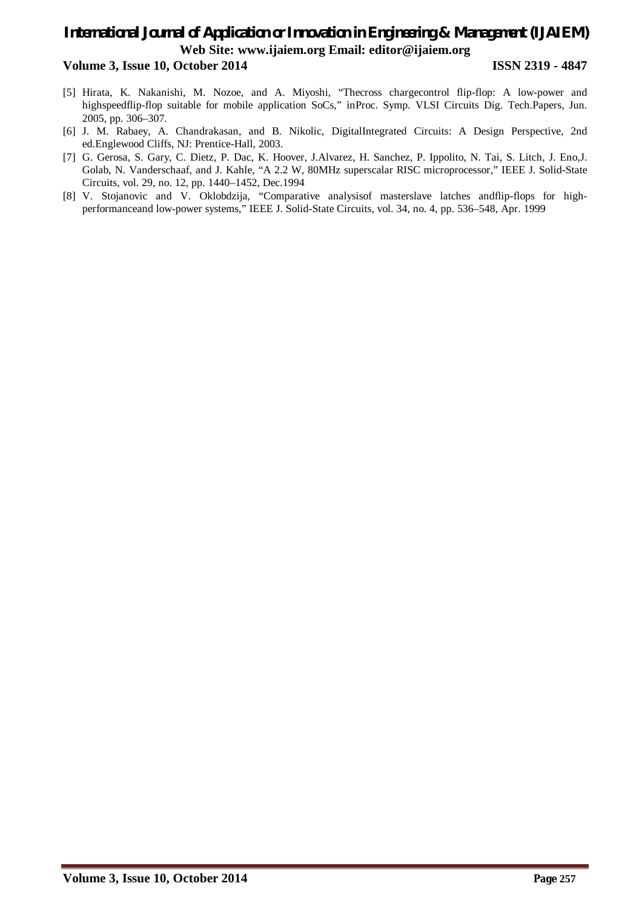[5] Hirata, K. Nakanishi, M. Nozoe, and A. Miyoshi, “Thecross chargecontrol flip-flop: A low-power and highspeedflip-flop suitable for mobile application SoCs,” inProc. Symp. VLSI Circuits Dig. Tech.Papers, Jun. 2005, pp. 306–307.

[6] J. M. Rabaey, A. Chandrakasan, and B. Nikolic, DigitalIntegrated Circuits: A Design Perspective, 2nd ed.Englewood Cliffs, NJ: Prentice-Hall, 2003.

[7] G. Gerosa, S. Gary, C. Dietz, P. Dac, K. Hoover, J.Alvarez, H. Sanchez, P. Ippolito, N. Tai, S. Litch, J. Eno,J. Golab, N. Vanderschaaf, and J. Kahle, “A 2.2 W, 80MHz superscalar RISC microprocessor,” IEEE J. Solid-State Circuits, vol. 29, no. 12, pp. 1440–1452, Dec.1994

[8] V. Stojanovic and V. Oklobdzija, “Comparative analysisof masterslave latches andflip-flops for high-performanceand low-power systems,” IEEE J. Solid-State Circuits, vol. 34, no. 4, pp. 536–548, Apr. 1999